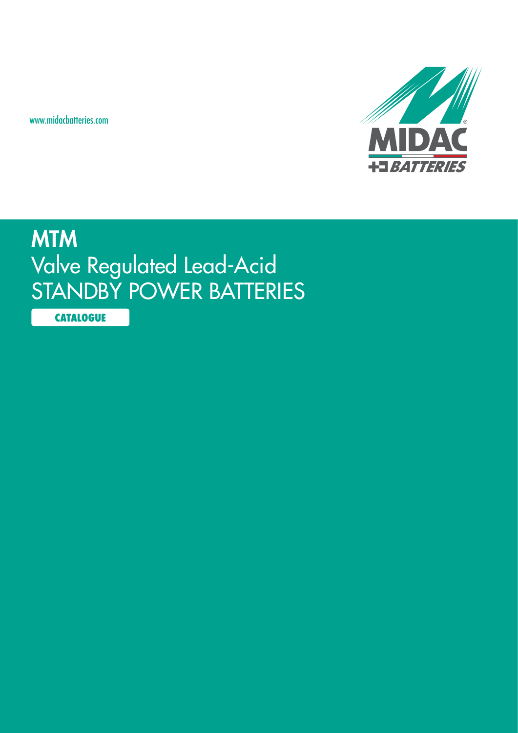www.midacbatteries.com

MIDAC BATTERIES

# MTM

## Valve Regulated Lead-Acid STANDBY POWER BATTERIES

**CATALOGUE**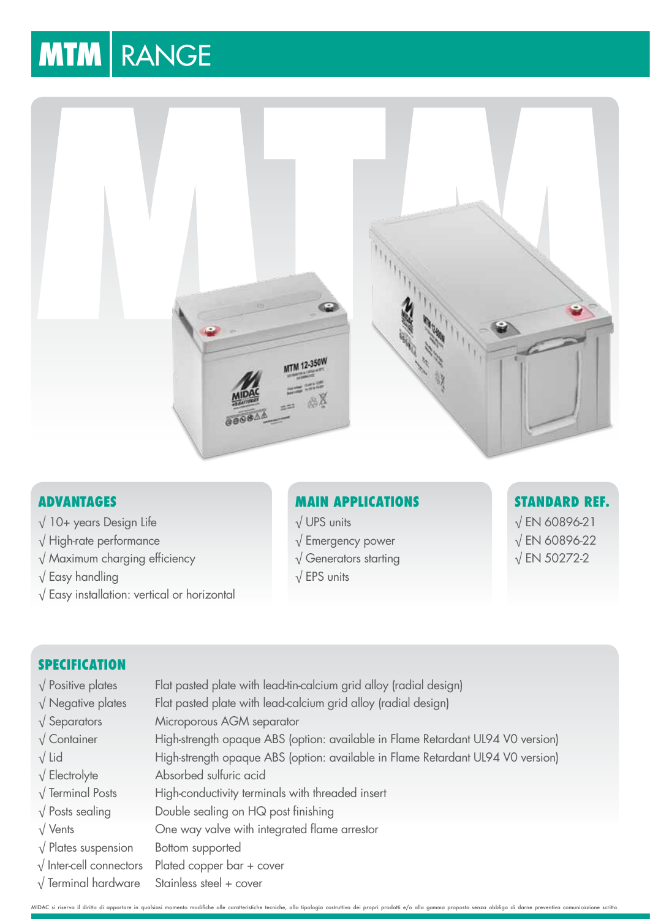# MTM RANGE

## ADVANTAGES

√ 10+ years Design Life
√ High-rate performance
√ Maximum charging efficiency
√ Easy handling
√ Easy installation: vertical or horizontal

## MAIN APPLICATIONS

√ UPS units
√ Emergency power
√ Generators starting
√ EPS units

## STANDARD REF.

√ EN 60896-21
√ EN 60896-22
√ EN 50272-2

## SPECIFICATION

| | |
|---|---|
| √ Positive plates | Flat pasted plate with lead-tin-calcium grid alloy (radial design) |
| √ Negative plates | Flat pasted plate with lead-calcium grid alloy (radial design) |
| √ Separators | Microporous AGM separator |
| √ Container | High-strength opaque ABS (option: available in Flame Retardant UL94 V0 version) |
| √ Lid | High-strength opaque ABS (option: available in Flame Retardant UL94 V0 version) |
| √ Electrolyte | Absorbed sulfuric acid |
| √ Terminal Posts | High-conductivity terminals with threaded insert |
| √ Posts sealing | Double sealing on HQ post finishing |
| √ Vents | One way valve with integrated flame arrestor |
| √ Plates suspension | Bottom supported |
| √ Inter-cell connectors | Plated copper bar + cover |
| √ Terminal hardware | Stainless steel + cover |

MIDAC si riserva il diritto di apportare in qualsiasi momento modifiche alle caratteristiche tecniche, alla tipologia costruttiva dei propri prodotti e/o alla gamma proposta senza obbligo di darne preventiva comunicazione scritta.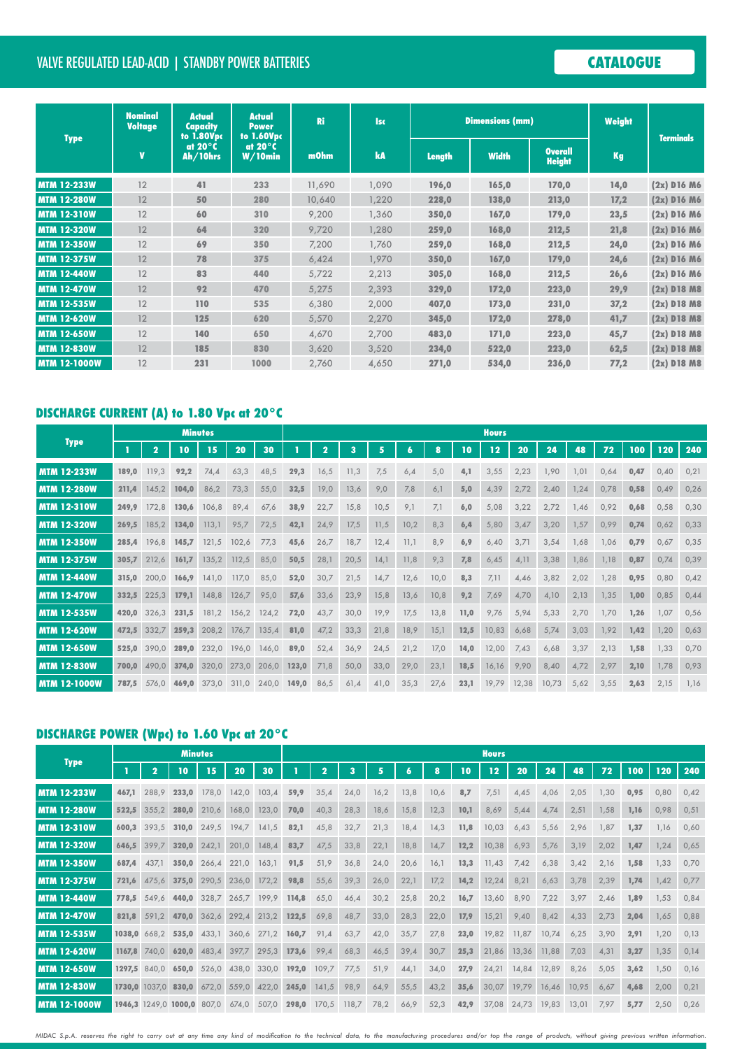VALVE REGULATED LEAD-ACID | STANDBY POWER BATTERIES

**CATALOGUE**

| Type | Nominal Voltage | Actual Capacity to 1.80Vpc at 20°C | Actual Power to 1.60Vpc at 20°C | Ri | Isc | Dimensions (mm) | | | Weight | Terminals |
|---|---|---|---|---|---|---|---|---|---|---|
| | V | Ah/10hrs | W/10min | mOhm | kA | Length | Width | Overall Height | Kg | |
| MTM 12-233W | 12 | 41 | 233 | 11,690 | 1,090 | 196,0 | 165,0 | 170,0 | 14,0 | (2x) D16 M6 |
| MTM 12-280W | 12 | 50 | 280 | 10,640 | 1,220 | 228,0 | 138,0 | 213,0 | 17,2 | (2x) D16 M6 |
| MTM 12-310W | 12 | 60 | 310 | 9,200 | 1,360 | 350,0 | 167,0 | 179,0 | 23,5 | (2x) D16 M6 |
| MTM 12-320W | 12 | 64 | 320 | 9,720 | 1,280 | 259,0 | 168,0 | 212,5 | 21,8 | (2x) D16 M6 |
| MTM 12-350W | 12 | 69 | 350 | 7,200 | 1,760 | 259,0 | 168,0 | 212,5 | 24,0 | (2x) D16 M6 |
| MTM 12-375W | 12 | 78 | 375 | 6,424 | 1,970 | 350,0 | 167,0 | 179,0 | 24,6 | (2x) D16 M6 |
| MTM 12-440W | 12 | 83 | 440 | 5,722 | 2,213 | 305,0 | 168,0 | 212,5 | 26,6 | (2x) D16 M6 |
| MTM 12-470W | 12 | 92 | 470 | 5,275 | 2,393 | 329,0 | 172,0 | 223,0 | 29,9 | (2x) D18 M8 |
| MTM 12-535W | 12 | 110 | 535 | 6,380 | 2,000 | 407,0 | 173,0 | 231,0 | 37,2 | (2x) D18 M8 |
| MTM 12-620W | 12 | 125 | 620 | 5,570 | 2,270 | 345,0 | 172,0 | 278,0 | 41,7 | (2x) D18 M8 |
| MTM 12-650W | 12 | 140 | 650 | 4,670 | 2,700 | 483,0 | 171,0 | 223,0 | 45,7 | (2x) D18 M8 |
| MTM 12-830W | 12 | 185 | 830 | 3,620 | 3,520 | 234,0 | 522,0 | 223,0 | 62,5 | (2x) D18 M8 |
| MTM 12-1000W | 12 | 231 | 1000 | 2,760 | 4,650 | 271,0 | 534,0 | 236,0 | 77,2 | (2x) D18 M8 |

## DISCHARGE CURRENT (A) to 1.80 Vpc at 20°C

| Type | Minutes | | | | | | Hours | | | | | | | | | | | | | | |
|---|---|---|---|---|---|---|---|---|---|---|---|---|---|---|---|---|---|---|---|---|---|
| | 1 | 2 | 10 | 15 | 20 | 30 | 1 | 2 | 3 | 5 | 6 | 8 | 10 | 12 | 20 | 24 | 48 | 72 | 100 | 120 | 240 |
| MTM 12-233W | 189,0 | 119,3 | 92,2 | 74,4 | 63,3 | 48,5 | 29,3 | 16,5 | 11,3 | 7,5 | 6,4 | 5,0 | 4,1 | 3,55 | 2,23 | 1,90 | 1,01 | 0,64 | 0,47 | 0,40 | 0,21 |
| MTM 12-280W | 211,4 | 145,2 | 104,0 | 86,2 | 73,3 | 55,0 | 32,5 | 19,0 | 13,6 | 9,0 | 7,8 | 6,1 | 5,0 | 4,39 | 2,72 | 2,40 | 1,24 | 0,78 | 0,58 | 0,49 | 0,26 |
| MTM 12-310W | 249,9 | 172,8 | 130,6 | 106,8 | 89,4 | 67,6 | 38,9 | 22,7 | 15,8 | 10,5 | 9,1 | 7,1 | 6,0 | 5,08 | 3,22 | 2,72 | 1,46 | 0,92 | 0,68 | 0,58 | 0,30 |
| MTM 12-320W | 269,5 | 185,2 | 134,0 | 113,1 | 95,7 | 72,5 | 42,1 | 24,9 | 17,5 | 11,5 | 10,2 | 8,3 | 6,4 | 5,80 | 3,47 | 3,20 | 1,57 | 0,99 | 0,74 | 0,62 | 0,33 |
| MTM 12-350W | 285,4 | 196,8 | 145,7 | 121,5 | 102,6 | 77,3 | 45,6 | 26,7 | 18,7 | 12,4 | 11,1 | 8,9 | 6,9 | 6,40 | 3,71 | 3,54 | 1,68 | 1,06 | 0,79 | 0,67 | 0,35 |
| MTM 12-375W | 305,7 | 212,6 | 161,7 | 135,2 | 112,5 | 85,0 | 50,5 | 28,1 | 20,5 | 14,1 | 11,8 | 9,3 | 7,8 | 6,45 | 4,11 | 3,38 | 1,86 | 1,18 | 0,87 | 0,74 | 0,39 |
| MTM 12-440W | 315,0 | 200,0 | 166,9 | 141,0 | 117,0 | 85,0 | 52,0 | 30,7 | 21,5 | 14,7 | 12,6 | 10,0 | 8,3 | 7,11 | 4,46 | 3,82 | 2,02 | 1,28 | 0,95 | 0,80 | 0,42 |
| MTM 12-470W | 332,5 | 225,3 | 179,1 | 148,8 | 126,7 | 95,0 | 57,6 | 33,6 | 23,9 | 15,8 | 13,6 | 10,8 | 9,2 | 7,69 | 4,70 | 4,10 | 2,13 | 1,35 | 1,00 | 0,85 | 0,44 |
| MTM 12-535W | 420,0 | 326,3 | 231,5 | 181,2 | 156,2 | 124,2 | 72,0 | 43,7 | 30,0 | 19,9 | 17,5 | 13,8 | 11,0 | 9,76 | 5,94 | 5,33 | 2,70 | 1,70 | 1,26 | 1,07 | 0,56 |
| MTM 12-620W | 472,5 | 332,7 | 259,3 | 208,2 | 176,7 | 135,4 | 81,0 | 47,2 | 33,3 | 21,8 | 18,9 | 15,1 | 12,5 | 10,83 | 6,68 | 5,74 | 3,03 | 1,92 | 1,42 | 1,20 | 0,63 |
| MTM 12-650W | 525,0 | 390,0 | 289,0 | 232,0 | 196,0 | 146,0 | 89,0 | 52,4 | 36,9 | 24,5 | 21,2 | 17,0 | 14,0 | 12,00 | 7,43 | 6,68 | 3,37 | 2,13 | 1,58 | 1,33 | 0,70 |
| MTM 12-830W | 700,0 | 490,0 | 374,0 | 320,0 | 273,0 | 206,0 | 123,0 | 71,8 | 50,0 | 33,0 | 29,0 | 23,1 | 18,5 | 16,16 | 9,90 | 8,40 | 4,72 | 2,97 | 2,10 | 1,78 | 0,93 |
| MTM 12-1000W | 787,5 | 576,0 | 469,0 | 373,0 | 311,0 | 240,0 | 149,0 | 86,5 | 61,4 | 41,0 | 35,3 | 27,6 | 23,1 | 19,79 | 12,38 | 10,73 | 5,62 | 3,55 | 2,63 | 2,15 | 1,16 |

## DISCHARGE POWER (Wpc) to 1.60 Vpc at 20°C

| Type | Minutes | | | | | | Hours | | | | | | | | | | | | | | |
|---|---|---|---|---|---|---|---|---|---|---|---|---|---|---|---|---|---|---|---|---|---|
| | 1 | 2 | 10 | 15 | 20 | 30 | 1 | 2 | 3 | 5 | 6 | 8 | 10 | 12 | 20 | 24 | 48 | 72 | 100 | 120 | 240 |
| MTM 12-233W | 467,1 | 288,9 | 233,0 | 178,0 | 142,0 | 103,4 | 59,9 | 35,4 | 24,0 | 16,2 | 13,8 | 10,6 | 8,7 | 7,51 | 4,45 | 4,06 | 2,05 | 1,30 | 0,95 | 0,80 | 0,42 |
| MTM 12-280W | 522,5 | 355,2 | 280,0 | 210,6 | 168,0 | 123,0 | 70,0 | 40,3 | 28,3 | 18,6 | 15,8 | 12,3 | 10,1 | 8,69 | 5,44 | 4,74 | 2,51 | 1,58 | 1,16 | 0,98 | 0,51 |
| MTM 12-310W | 600,3 | 393,5 | 310,0 | 249,5 | 194,7 | 141,5 | 82,1 | 45,8 | 32,7 | 21,3 | 18,4 | 14,3 | 11,8 | 10,03 | 6,43 | 5,56 | 2,96 | 1,87 | 1,37 | 1,16 | 0,60 |
| MTM 12-320W | 646,5 | 399,7 | 320,0 | 242,1 | 201,0 | 148,4 | 83,7 | 47,5 | 33,8 | 22,1 | 18,8 | 14,7 | 12,2 | 10,38 | 6,93 | 5,76 | 3,19 | 2,02 | 1,47 | 1,24 | 0,65 |
| MTM 12-350W | 687,4 | 437,1 | 350,0 | 266,4 | 221,0 | 163,1 | 91,5 | 51,9 | 36,8 | 24,0 | 20,6 | 16,1 | 13,3 | 11,43 | 7,42 | 6,38 | 3,42 | 2,16 | 1,58 | 1,33 | 0,70 |
| MTM 12-375W | 721,6 | 475,6 | 375,0 | 290,5 | 236,0 | 172,2 | 98,8 | 55,6 | 39,3 | 26,0 | 22,1 | 17,2 | 14,2 | 12,24 | 8,21 | 6,63 | 3,78 | 2,39 | 1,74 | 1,42 | 0,77 |
| MTM 12-440W | 778,5 | 549,6 | 440,0 | 328,7 | 265,7 | 199,9 | 114,8 | 65,0 | 46,4 | 30,2 | 25,8 | 20,2 | 16,7 | 13,60 | 8,90 | 7,22 | 3,97 | 2,46 | 1,89 | 1,53 | 0,84 |
| MTM 12-470W | 821,8 | 591,2 | 470,0 | 362,6 | 292,4 | 213,2 | 122,5 | 69,8 | 48,7 | 33,0 | 28,3 | 22,0 | 17,9 | 15,21 | 9,40 | 8,42 | 4,33 | 2,73 | 2,04 | 1,65 | 0,88 |
| MTM 12-535W | 1038,0 | 668,2 | 535,0 | 433,1 | 360,6 | 271,2 | 160,7 | 91,4 | 63,7 | 42,0 | 35,7 | 27,8 | 23,0 | 19,82 | 11,87 | 10,74 | 6,25 | 3,90 | 2,91 | 1,20 | 0,13 |
| MTM 12-620W | 1167,8 | 740,0 | 620,0 | 483,4 | 397,7 | 295,3 | 173,6 | 99,4 | 68,3 | 46,5 | 39,4 | 30,7 | 25,3 | 21,86 | 13,36 | 11,88 | 7,03 | 4,31 | 3,27 | 1,35 | 0,14 |
| MTM 12-650W | 1297,5 | 840,0 | 650,0 | 526,0 | 438,0 | 330,0 | 192,0 | 109,7 | 77,5 | 51,9 | 44,1 | 34,0 | 27,9 | 24,21 | 14,84 | 12,89 | 8,26 | 5,05 | 3,62 | 1,50 | 0,16 |
| MTM 12-830W | 1730,0 | 1037,0 | 830,0 | 672,0 | 559,0 | 422,0 | 245,0 | 141,5 | 98,9 | 64,9 | 55,5 | 43,2 | 35,6 | 30,07 | 19,79 | 16,46 | 10,95 | 6,67 | 4,68 | 2,00 | 0,21 |
| MTM 12-1000W | 1946,3 | 1249,0 | 1000,0 | 807,0 | 674,0 | 507,0 | 298,0 | 170,5 | 118,7 | 78,2 | 66,9 | 52,3 | 42,9 | 37,08 | 24,73 | 19,83 | 13,01 | 7,97 | 5,77 | 2,50 | 0,26 |

*MIDAC S.p.A. reserves the right to carry out at any time any kind of modification to the technical data, to the manufacturing procedures and/or top the range of products, without giving previous written information.*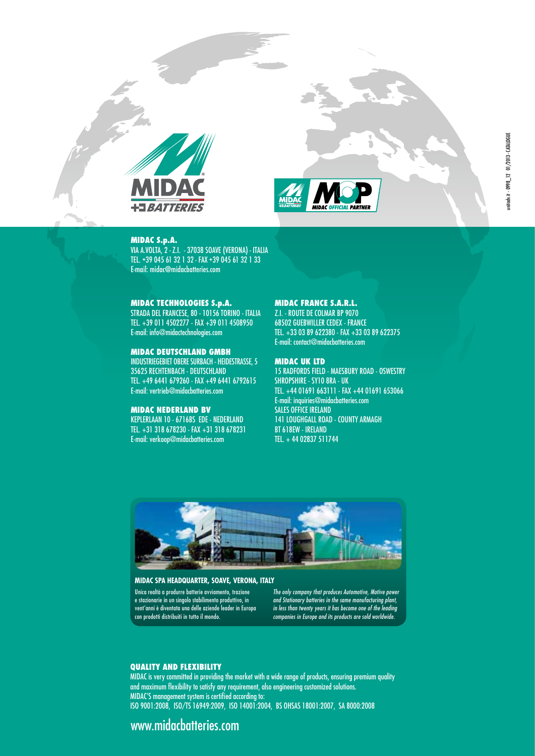MIDAC BATTERIES

MIDAC MOP MIDAC OFFICIAL PARTNER

**MIDAC S.p.A.**
VIA A.VOLTA, 2 - Z.I. - 37038 SOAVE (VERONA) - ITALIA
TEL. +39 045 61 32 1 32 - FAX +39 045 61 32 1 33
E-mail: midac@midacbatteries.com

**MIDAC TECHNOLOGIES S.p.A.**
STRADA DEL FRANCESE, 80 - 10156 TORINO - ITALIA
TEL. +39 011 4502277 - FAX +39 011 4508950
E-mail: info@midactechnologies.com

**MIDAC DEUTSCHLAND GMBH**
INDUSTRIEGEBIET OBERE SURBACH - HEIDESTRASSE, 5
35625 RECHTENBACH - DEUTSCHLAND
TEL. +49 6441 679260 - FAX +49 6441 6792615
E-mail: vertrieb@midacbatteries.com

**MIDAC NEDERLAND BV**
KEPLERLAAN 10 - 6716BS EDE - NEDERLAND
TEL. +31 318 678230 - FAX +31 318 678231
E-mail: verkoop@midacbatteries.com

**MIDAC FRANCE S.A.R.L.**
Z.I. - ROUTE DE COLMAR BP 9070
68502 GUEBWILLER CEDEX - FRANCE
TEL. +33 03 89 622380 - FAX +33 03 89 622375
E-mail: contact@midacbatteries.com

**MIDAC UK LTD**
15 RADFORDS FIELD - MAESBURY ROAD - OSWESTRY
SHROPSHIRE - SY10 8RA - UK
TEL. +44 01691 663111 - FAX +44 01691 653066
E-mail: inquiries@midacbatteries.com
SALES OFFICE IRELAND
141 LOUGHGALL ROAD - COUNTY ARMAGH
BT 618EW - IRELAND
TEL. + 44 02837 511744

**MIDAC SPA HEADQUARTER, SOAVE, VERONA, ITALY**

Unica realtà a produrre batterie avviamento, trazione e stazionarie in un singolo stabilimento produttivo, in vent'anni è diventata una delle aziende leader in Europa con prodotti distribuiti in tutto il mondo.

*The only company that produces Automotive, Motive power and Stationary batteries in the same manufacturing plant, in less than twenty years it has become one of the leading companies in Europe and its products are sold worldwide.*

**QUALITY AND FLEXIBILITY**

MIDAC is very committed in providing the market with a wide range of products, ensuring premium quality and maximum flexibility to satisfy any requirement, also engineering customized solutions.
MIDAC'S management system is certified according to:
ISO 9001:2008, ISO/TS 16949:2009, ISO 14001:2004, BS OHSAS 18001:2007, SA 8000:2008

www.midacbatteries.com

unitadv.it - 0998_12 01/2013 - CATALOGUE